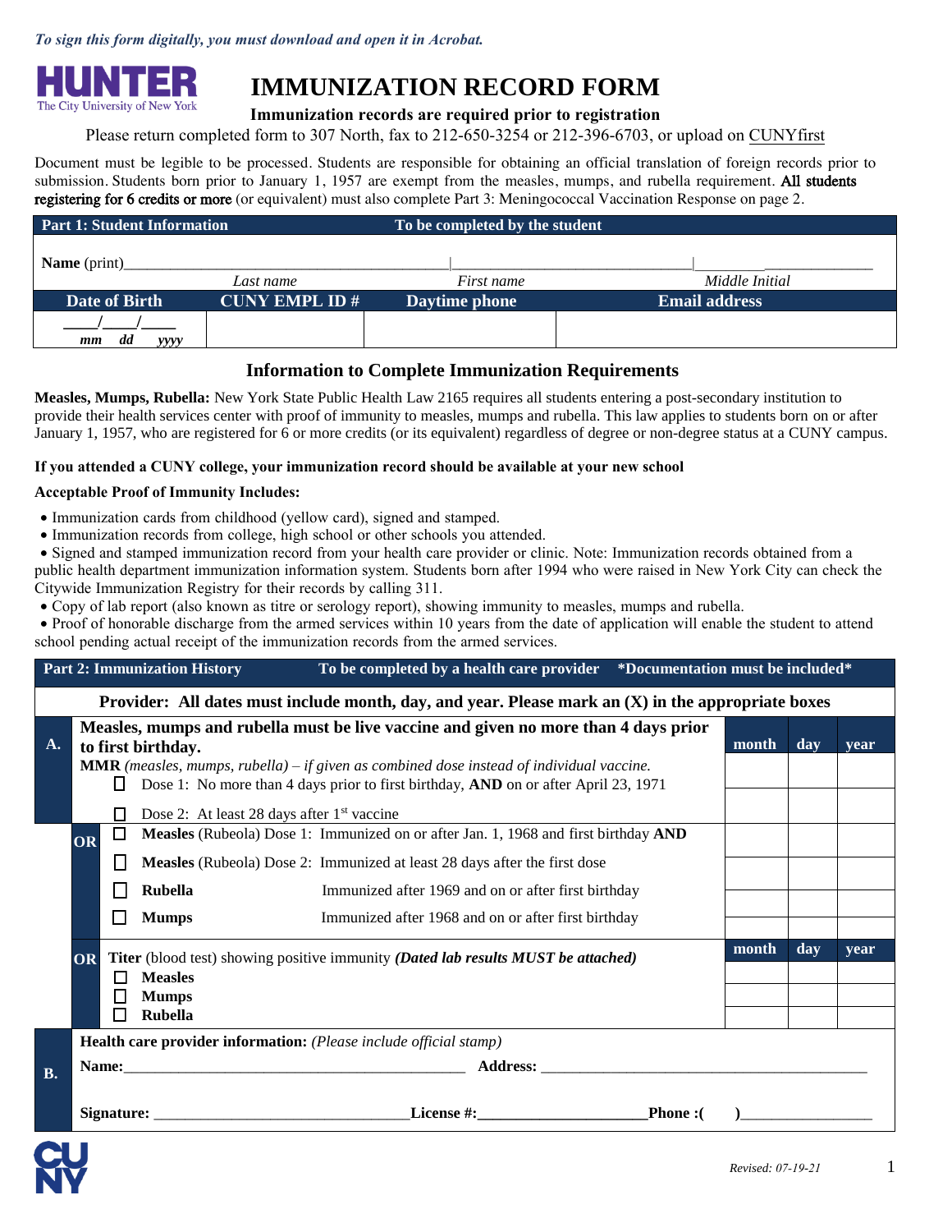*To sign this form digitally, you must download and open it in Acrobat.*

HUNTER
The City University of New York

# IMMUNIZATION RECORD FORM

**Immunization records are required prior to registration**

Please return completed form to 307 North, fax to 212-650-3254 or 212-396-6703, or upload on CUNYfirst

Document must be legible to be processed. Students are responsible for obtaining an official translation of foreign records prior to submission. Students born prior to January 1, 1957 are exempt from the measles, mumps, and rubella requirement. **All students registering for 6 credits or more** (or equivalent) must also complete Part 3: Meningococcal Vaccination Response on page 2.

| **Part 1: Student Information** | | **To be completed by the student** | |
|---|---|---|---|
| **Name** (print) Last name | | First name | Middle Initial |
| **Date of Birth** | **CUNY EMPL ID #** | **Daytime phone** | **Email address** |
| ___/___/___ mm dd yyyy | | | |

## Information to Complete Immunization Requirements

**Measles, Mumps, Rubella:** New York State Public Health Law 2165 requires all students entering a post-secondary institution to provide their health services center with proof of immunity to measles, mumps and rubella. This law applies to students born on or after January 1, 1957, who are registered for 6 or more credits (or its equivalent) regardless of degree or non-degree status at a CUNY campus.

**If you attended a CUNY college, your immunization record should be available at your new school**

**Acceptable Proof of Immunity Includes:**

- Immunization cards from childhood (yellow card), signed and stamped.
- Immunization records from college, high school or other schools you attended.
- Signed and stamped immunization record from your health care provider or clinic. Note: Immunization records obtained from a public health department immunization information system. Students born after 1994 who were raised in New York City can check the Citywide Immunization Registry for their records by calling 311.
- Copy of lab report (also known as titre or serology report), showing immunity to measles, mumps and rubella.
- Proof of honorable discharge from the armed services within 10 years from the date of application will enable the student to attend school pending actual receipt of the immunization records from the armed services.

**Part 2: Immunization History** — **To be completed by a health care provider** — ***Documentation must be included***

**Provider: All dates must include month, day, and year. Please mark an (X) in the appropriate boxes**

| | | month | day | year |
|---|---|---|---|---|
| **A.** | **Measles, mumps and rubella must be live vaccine and given no more than 4 days prior to first birthday.** **MMR** *(measles, mumps, rubella) – if given as combined dose instead of individual vaccine.* | | | |
| | ☐ Dose 1: No more than 4 days prior to first birthday, **AND** on or after April 23, 1971 | | | |
| | ☐ Dose 2: At least 28 days after 1st vaccine | | | |
| **OR** | ☐ **Measles** (Rubeola) Dose 1: Immunized on or after Jan. 1, 1968 and first birthday **AND** | | | |
| | ☐ **Measles** (Rubeola) Dose 2: Immunized at least 28 days after the first dose | | | |
| | ☐ **Rubella** Immunized after 1969 and on or after first birthday | | | |
| | ☐ **Mumps** Immunized after 1968 and on or after first birthday | | | |
| **OR** | **Titer** (blood test) showing positive immunity ***(Dated lab results MUST be attached)*** | **month** | **day** | **year** |
| | ☐ **Measles** | | | |
| | ☐ **Mumps** | | | |
| | ☐ **Rubella** | | | |

**B.** **Health care provider information:** *(Please include official stamp)*

**Name:** ____________________ **Address:** ____________________

**Signature:** ____________________ **License #:** ____________________ **Phone :(** **)** ____________________

*Revised: 07-19-21*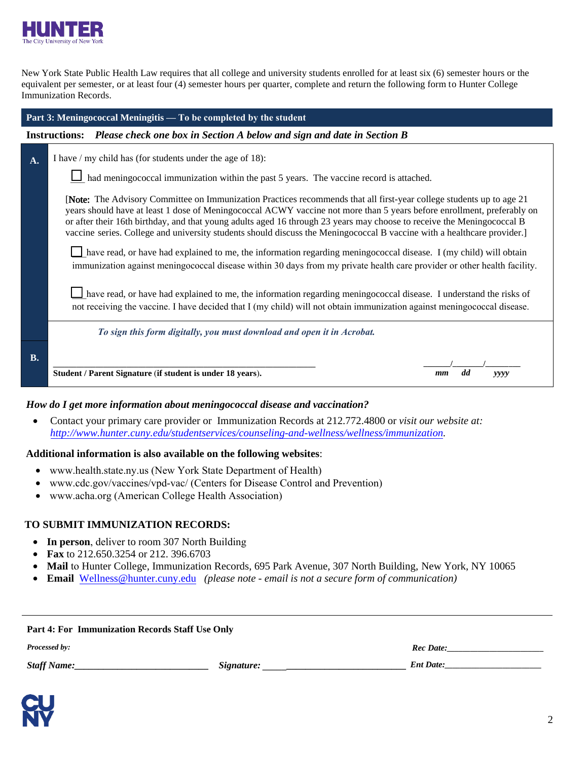**HUNTER**
The City University of New York

New York State Public Health Law requires that all college and university students enrolled for at least six (6) semester hours or the equivalent per semester, or at least four (4) semester hours per quarter, complete and return the following form to Hunter College Immunization Records.

## Part 3: Meningococcal Meningitis — To be completed by the student

**Instructions:** ***Please check one box in Section A below and sign and date in Section B***

**A.** I have / my child has (for students under the age of 18):

☐ had meningococcal immunization within the past 5 years. The vaccine record is attached.

[**Note:** The Advisory Committee on Immunization Practices recommends that all first-year college students up to age 21 years should have at least 1 dose of Meningococcal ACWY vaccine not more than 5 years before enrollment, preferably on or after their 16th birthday, and that young adults aged 16 through 23 years may choose to receive the Meningococcal B vaccine series. College and university students should discuss the Meningococcal B vaccine with a healthcare provider.]

☐ have read, or have had explained to me, the information regarding meningococcal disease. I (my child) will obtain immunization against meningococcal disease within 30 days from my private health care provider or other health facility.

☐ have read, or have had explained to me, the information regarding meningococcal disease. I understand the risks of not receiving the vaccine. I have decided that I (my child) will not obtain immunization against meningococcal disease.

**B.** *To sign this form digitally, you must download and open it in Acrobat.*

_______________________________________________________
**Student / Parent Signature** (**if student is under 18 years**).

______/_______/________
*mm* *dd* *yyyy*

***How do I get more information about meningococcal disease and vaccination?***

- Contact your primary care provider or Immunization Records at 212.772.4800 or *visit our website at: http://www.hunter.cuny.edu/studentservices/counseling-and-wellness/wellness/immunization.*

**Additional information is also available on the following websites**:

- www.health.state.ny.us (New York State Department of Health)
- www.cdc.gov/vaccines/vpd-vac/ (Centers for Disease Control and Prevention)
- www.acha.org (American College Health Association)

**TO SUBMIT IMMUNIZATION RECORDS:**

- **In person**, deliver to room 307 North Building
- **Fax** to 212.650.3254 or 212. 396.6703
- **Mail** to Hunter College, Immunization Records, 695 Park Avenue, 307 North Building, New York, NY 10065
- **Email** Wellness@hunter.cuny.edu *(please note - email is not a secure form of communication)*

---

**Part 4: For Immunization Records Staff Use Only**

***Processed by:*** ***Rec Date:***_____________________

***Staff Name:***____________________________ ***Signature:*** ______________________________ ***Ent Date:***_____________________

CUNY